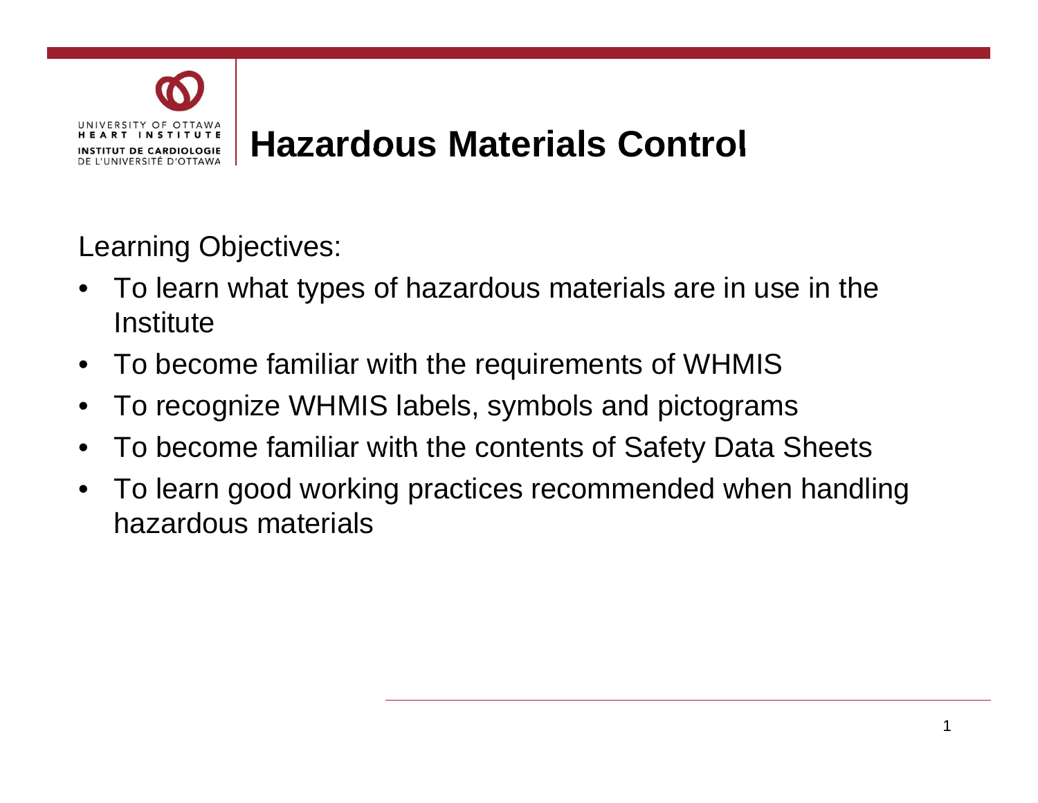UNIVERSITY OF OTTAWA HEART INSTITUTE
INSTITUT DE CARDIOLOGIE DE L'UNIVERSITÉ D'OTTAWA

# Hazardous Materials Control

Learning Objectives:

- To learn what types of hazardous materials are in use in the Institute
- To become familiar with the requirements of WHMIS
- To recognize WHMIS labels, symbols and pictograms
- To become familiar with the contents of Safety Data Sheets
- To learn good working practices recommended when handling hazardous materials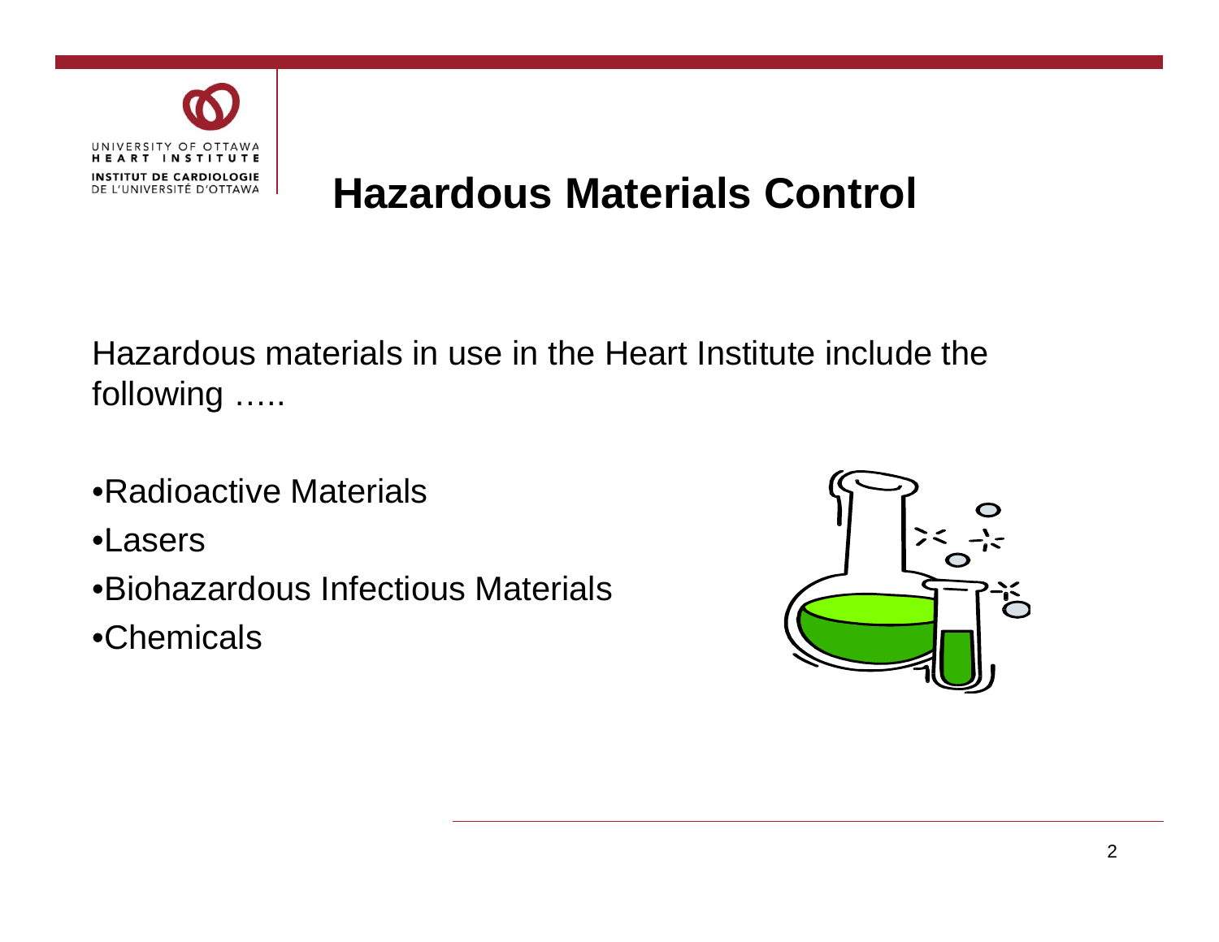# Hazardous Materials Control

Hazardous materials in use in the Heart Institute include the following …..

- Radioactive Materials
- Lasers
- Biohazardous Infectious Materials
- Chemicals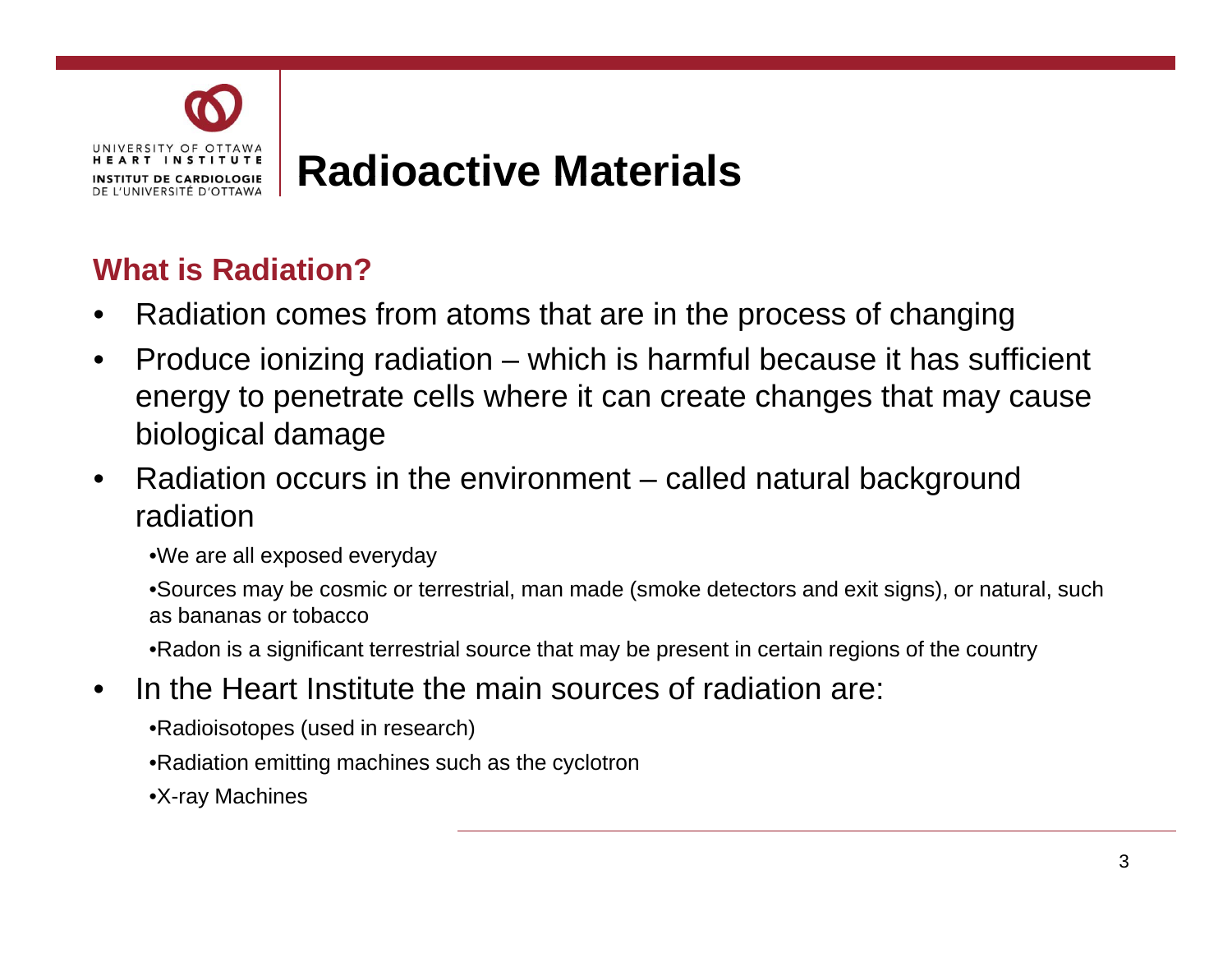# Radioactive Materials

## What is Radiation?

- Radiation comes from atoms that are in the process of changing
- Produce ionizing radiation – which is harmful because it has sufficient energy to penetrate cells where it can create changes that may cause biological damage
- Radiation occurs in the environment – called natural background radiation
  - We are all exposed everyday
  - Sources may be cosmic or terrestrial, man made (smoke detectors and exit signs), or natural, such as bananas or tobacco
  - Radon is a significant terrestrial source that may be present in certain regions of the country
- In the Heart Institute the main sources of radiation are:
  - Radioisotopes (used in research)
  - Radiation emitting machines such as the cyclotron
  - X-ray Machines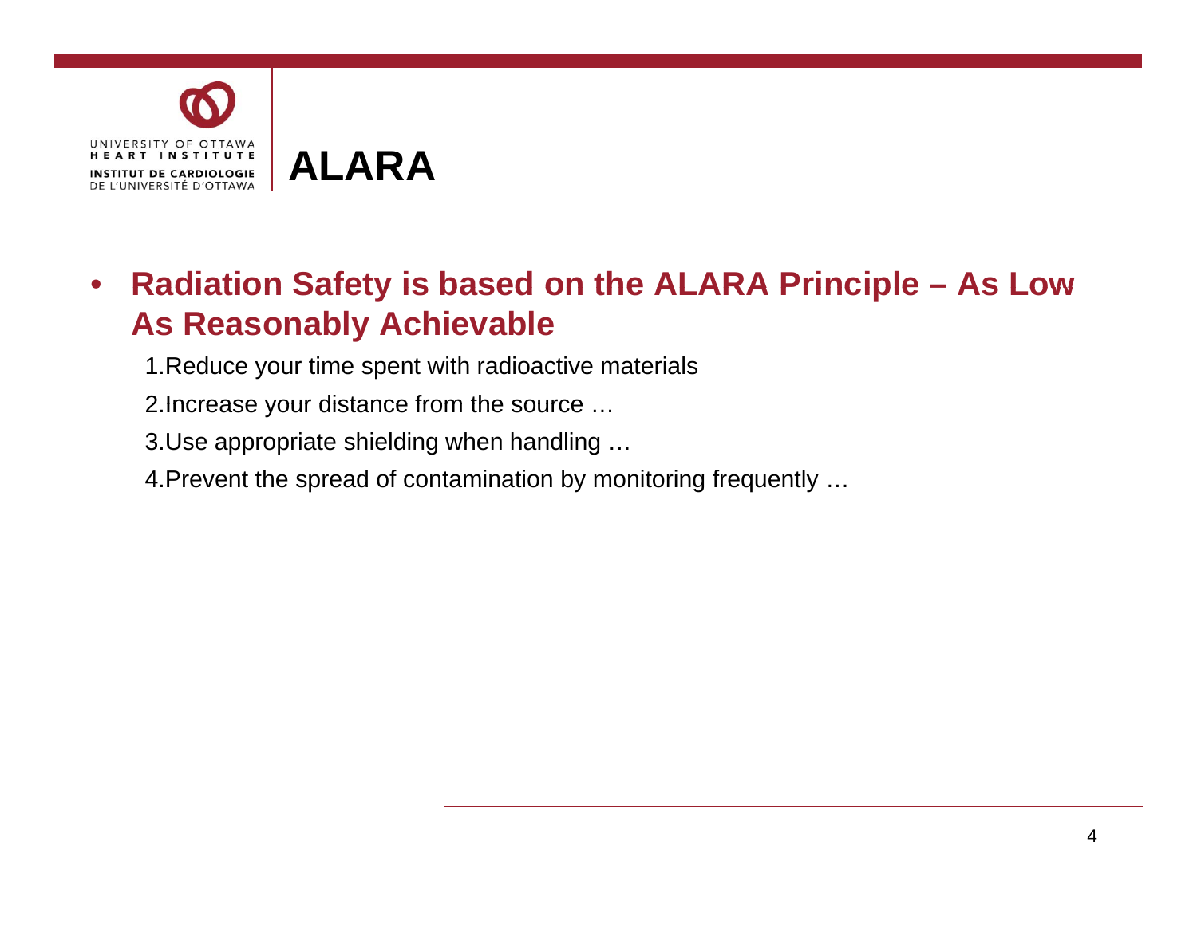# ALARA

- **Radiation Safety is based on the ALARA Principle – As Low As Reasonably Achievable**
  1. Reduce your time spent with radioactive materials
  2. Increase your distance from the source …
  3. Use appropriate shielding when handling …
  4. Prevent the spread of contamination by monitoring frequently …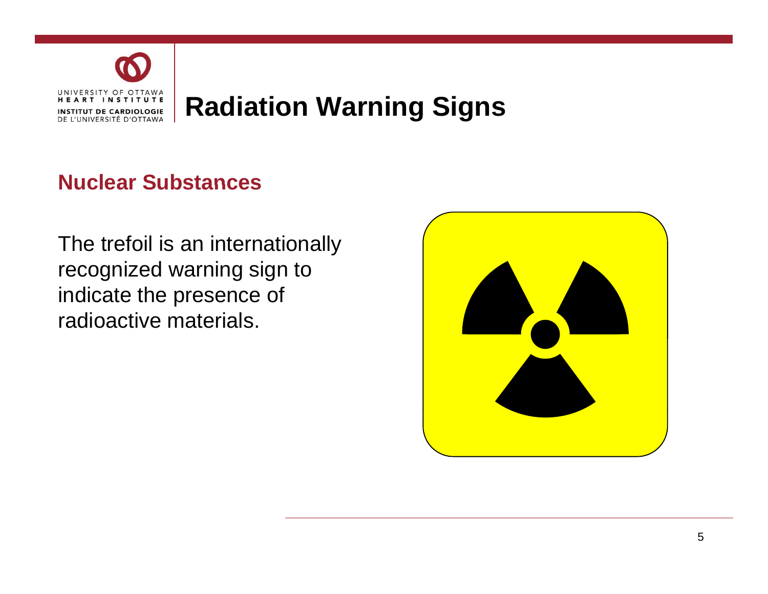# Radiation Warning Signs

## Nuclear Substances

The trefoil is an internationally recognized warning sign to indicate the presence of radioactive materials.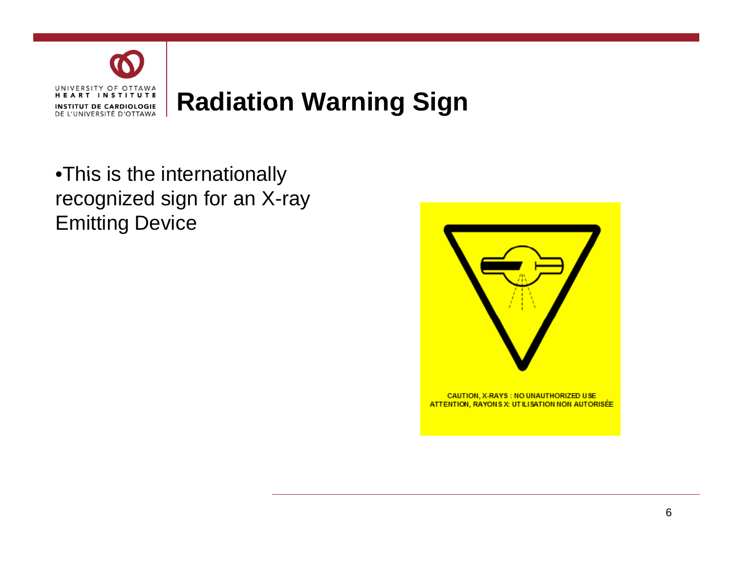# Radiation Warning Sign

- This is the internationally recognized sign for an X-ray Emitting Device

CAUTION, X-RAYS : NO UNAUTHORIZED USE
ATTENTION, RAYONS X: UTILISATION NON AUTORISÉE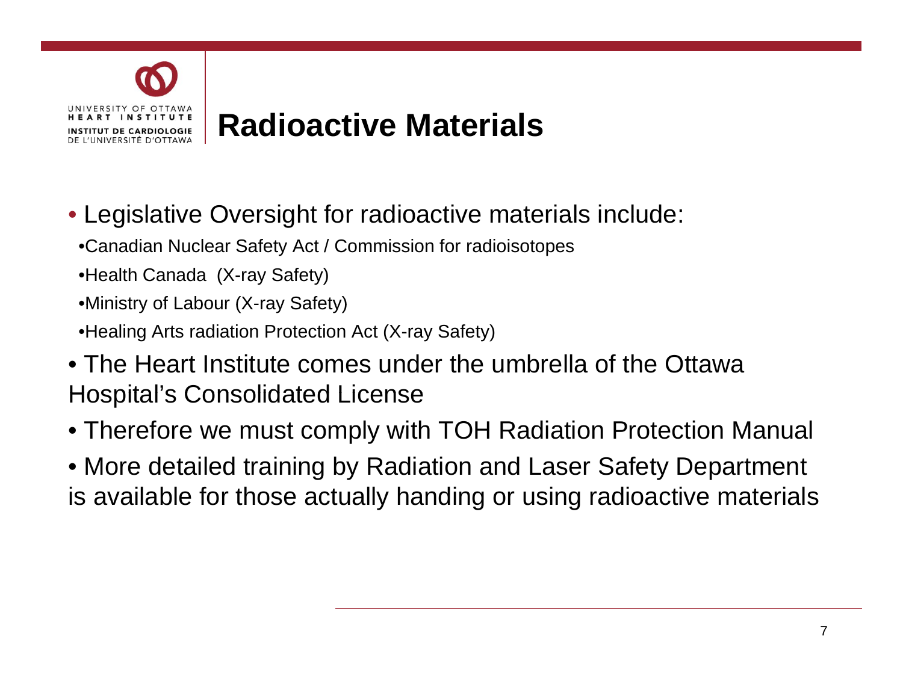# Radioactive Materials

- Legislative Oversight for radioactive materials include:
  - Canadian Nuclear Safety Act / Commission for radioisotopes
  - Health Canada  (X-ray Safety)
  - Ministry of Labour (X-ray Safety)
  - Healing Arts radiation Protection Act (X-ray Safety)
- The Heart Institute comes under the umbrella of the Ottawa Hospital's Consolidated License
- Therefore we must comply with TOH Radiation Protection Manual
- More detailed training by Radiation and Laser Safety Department is available for those actually handing or using radioactive materials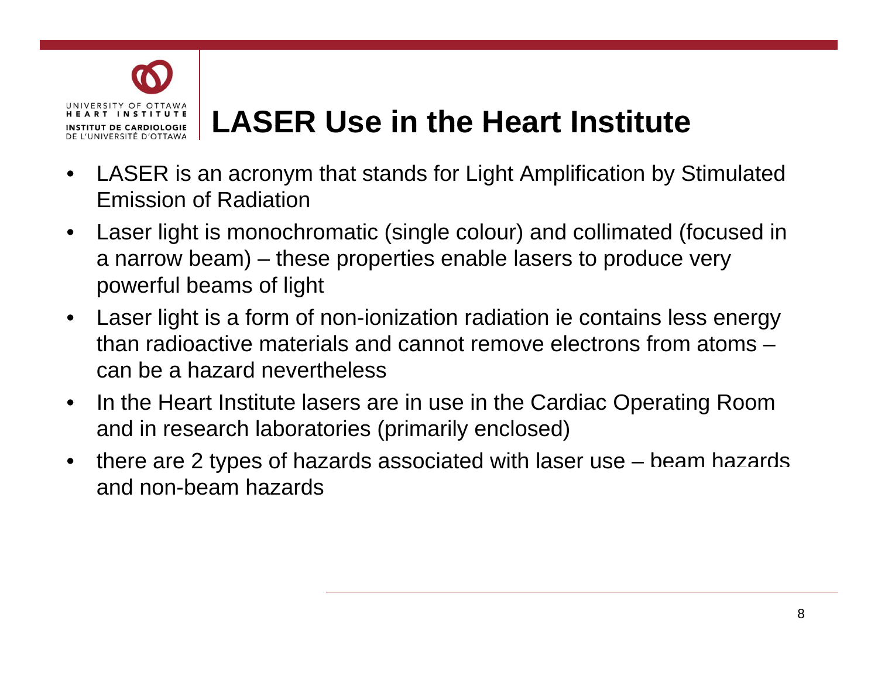# LASER Use in the Heart Institute

- LASER is an acronym that stands for Light Amplification by Stimulated Emission of Radiation
- Laser light is monochromatic (single colour) and collimated (focused in a narrow beam) – these properties enable lasers to produce very powerful beams of light
- Laser light is a form of non-ionization radiation ie contains less energy than radioactive materials and cannot remove electrons from atoms – can be a hazard nevertheless
- In the Heart Institute lasers are in use in the Cardiac Operating Room and in research laboratories (primarily enclosed)
- there are 2 types of hazards associated with laser use – beam hazards and non-beam hazards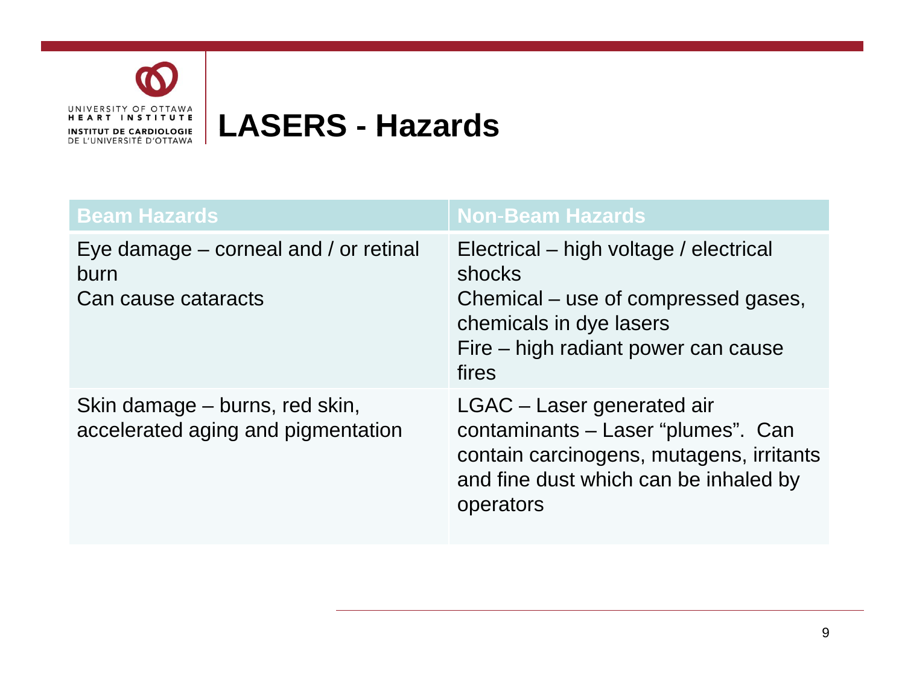# LASERS - Hazards

| Beam Hazards | Non-Beam Hazards |
|---|---|
| Eye damage – corneal and / or retinal burn<br>Can cause cataracts | Electrical – high voltage / electrical shocks<br>Chemical – use of compressed gases, chemicals in dye lasers<br>Fire – high radiant power can cause fires |
| Skin damage – burns, red skin, accelerated aging and pigmentation | LGAC – Laser generated air contaminants – Laser "plumes". Can contain carcinogens, mutagens, irritants and fine dust which can be inhaled by operators |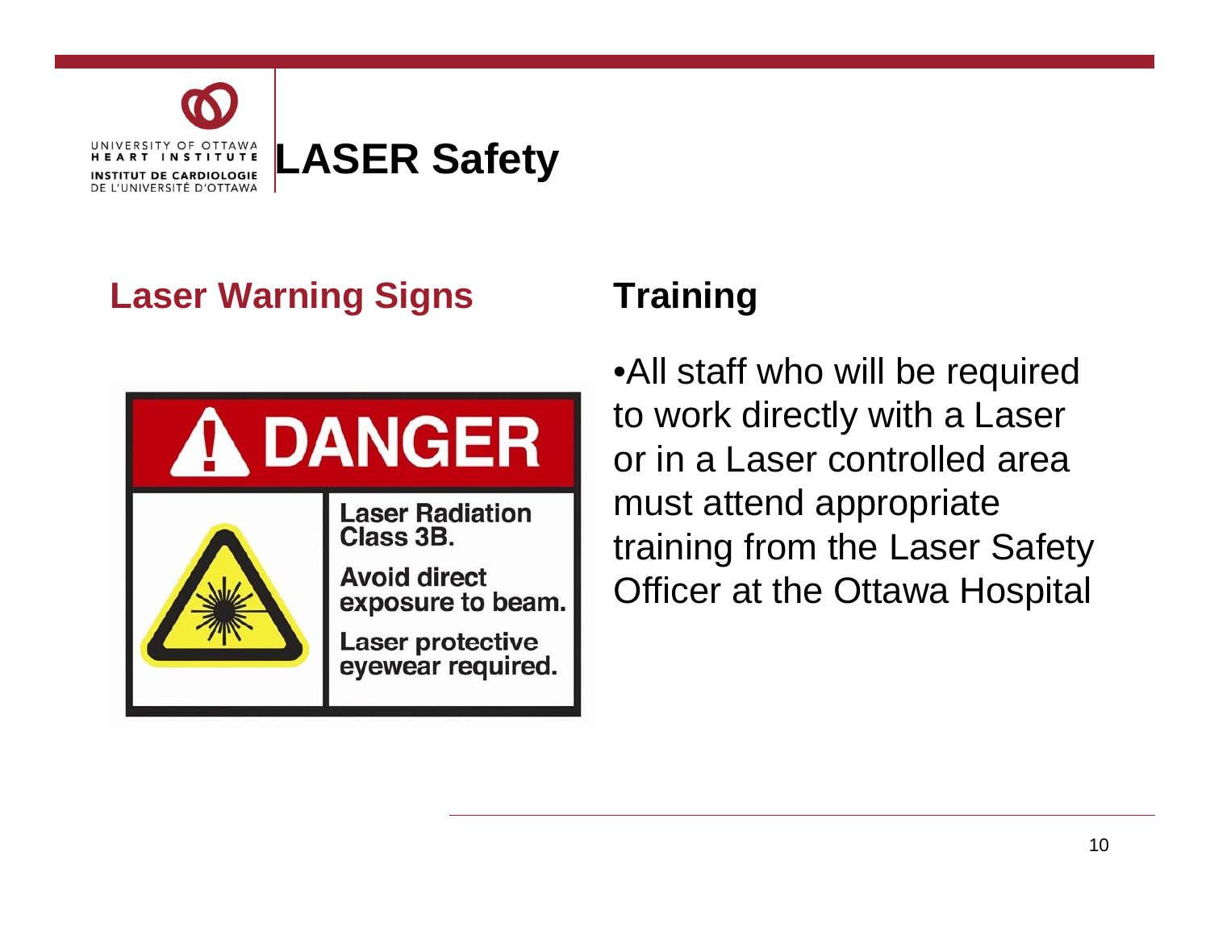# LASER Safety

## Laser Warning Signs

DANGER

Laser Radiation Class 3B.

Avoid direct exposure to beam.

Laser protective eyewear required.

## Training

- All staff who will be required to work directly with a Laser or in a Laser controlled area must attend appropriate training from the Laser Safety Officer at the Ottawa Hospital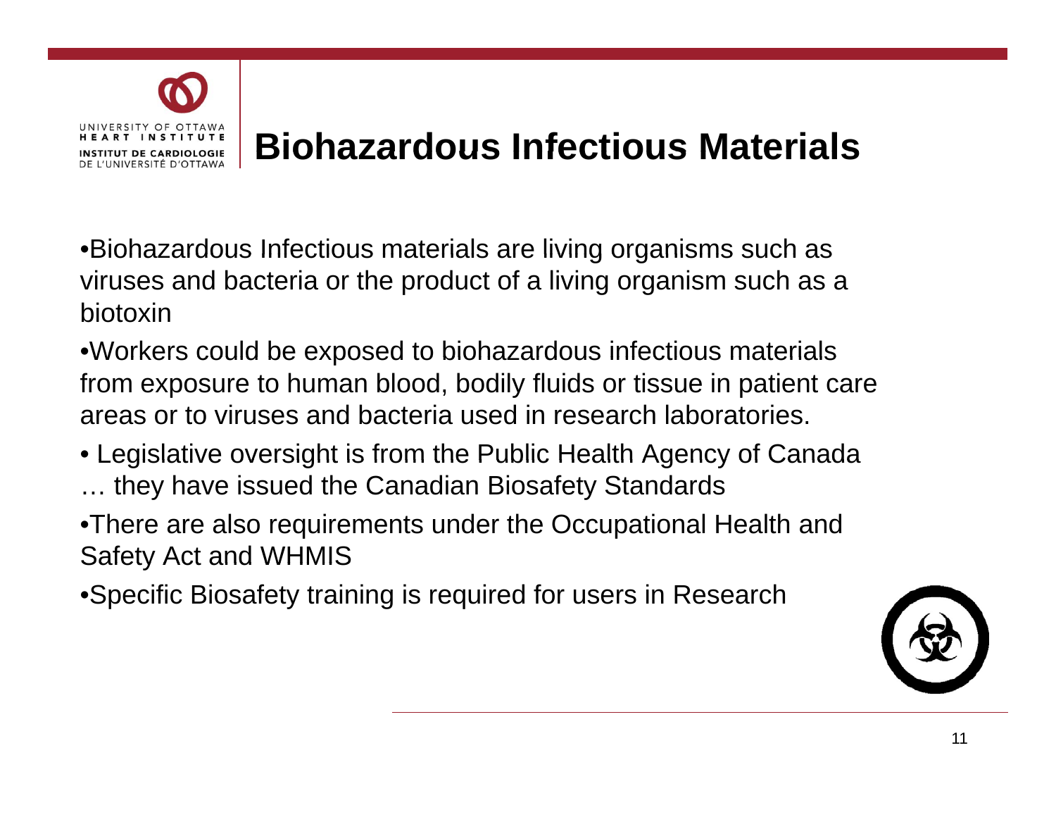# Biohazardous Infectious Materials

- Biohazardous Infectious materials are living organisms such as viruses and bacteria or the product of a living organism such as a biotoxin
- Workers could be exposed to biohazardous infectious materials from exposure to human blood, bodily fluids or tissue in patient care areas or to viruses and bacteria used in research laboratories.
- Legislative oversight is from the Public Health Agency of Canada … they have issued the Canadian Biosafety Standards
- There are also requirements under the Occupational Health and Safety Act and WHMIS
- Specific Biosafety training is required for users in Research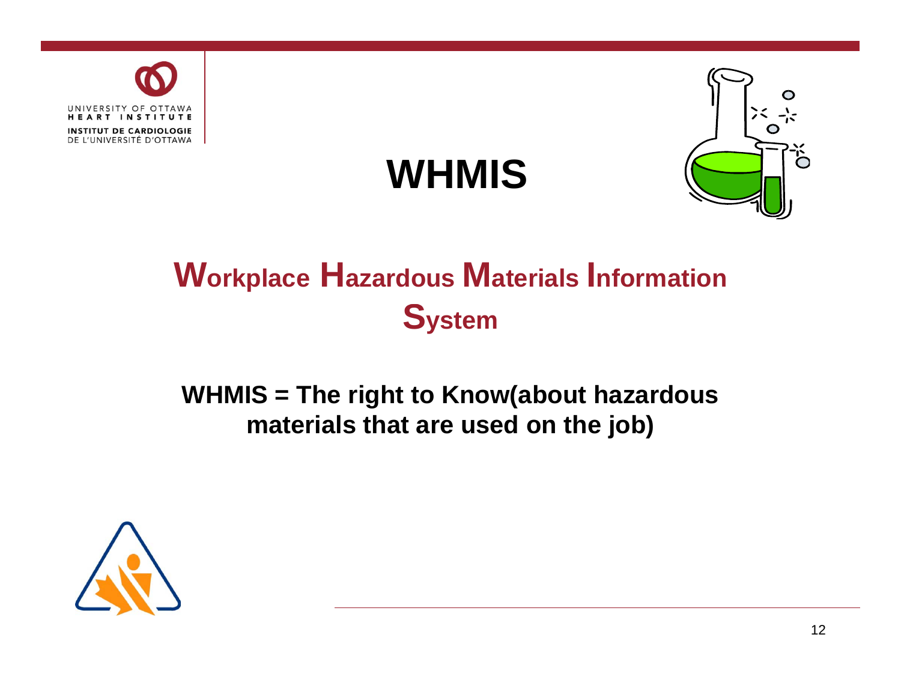# WHMIS

## Workplace Hazardous Materials Information System

**WHMIS = The right to Know(about hazardous materials that are used on the job)**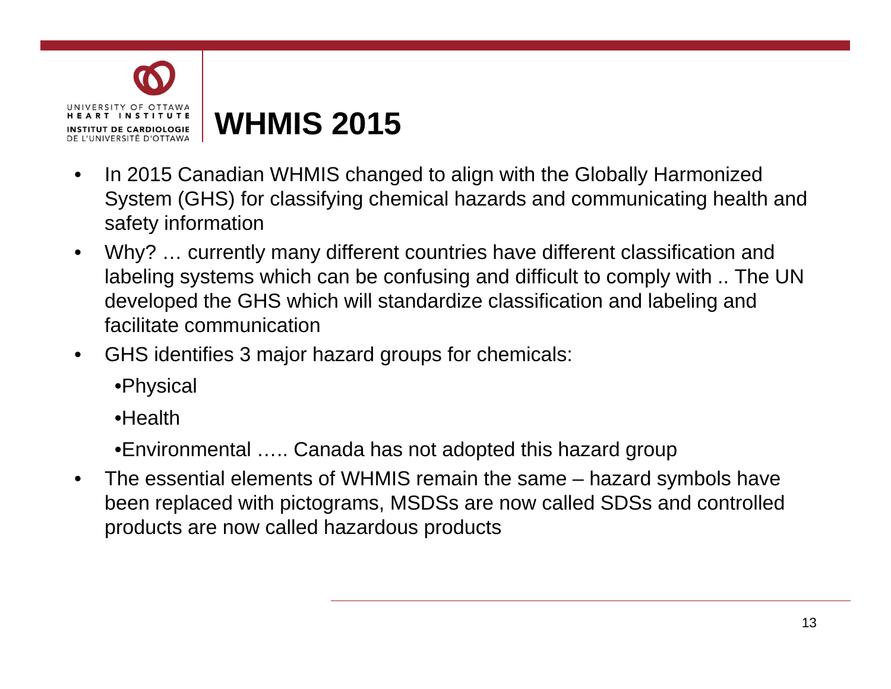# WHMIS 2015

- In 2015 Canadian WHMIS changed to align with the Globally Harmonized System (GHS) for classifying chemical hazards and communicating health and safety information
- Why? … currently many different countries have different classification and labeling systems which can be confusing and difficult to comply with .. The UN developed the GHS which will standardize classification and labeling and facilitate communication
- GHS identifies 3 major hazard groups for chemicals:
  - Physical
  - Health
  - Environmental ….. Canada has not adopted this hazard group
- The essential elements of WHMIS remain the same – hazard symbols have been replaced with pictograms, MSDSs are now called SDSs and controlled products are now called hazardous products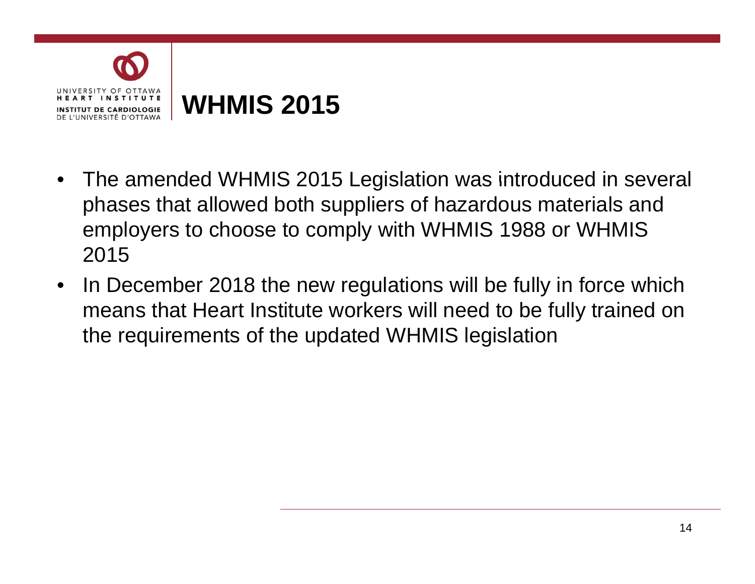# WHMIS 2015

- The amended WHMIS 2015 Legislation was introduced in several phases that allowed both suppliers of hazardous materials and employers to choose to comply with WHMIS 1988 or WHMIS 2015
- In December 2018 the new regulations will be fully in force which means that Heart Institute workers will need to be fully trained on the requirements of the updated WHMIS legislation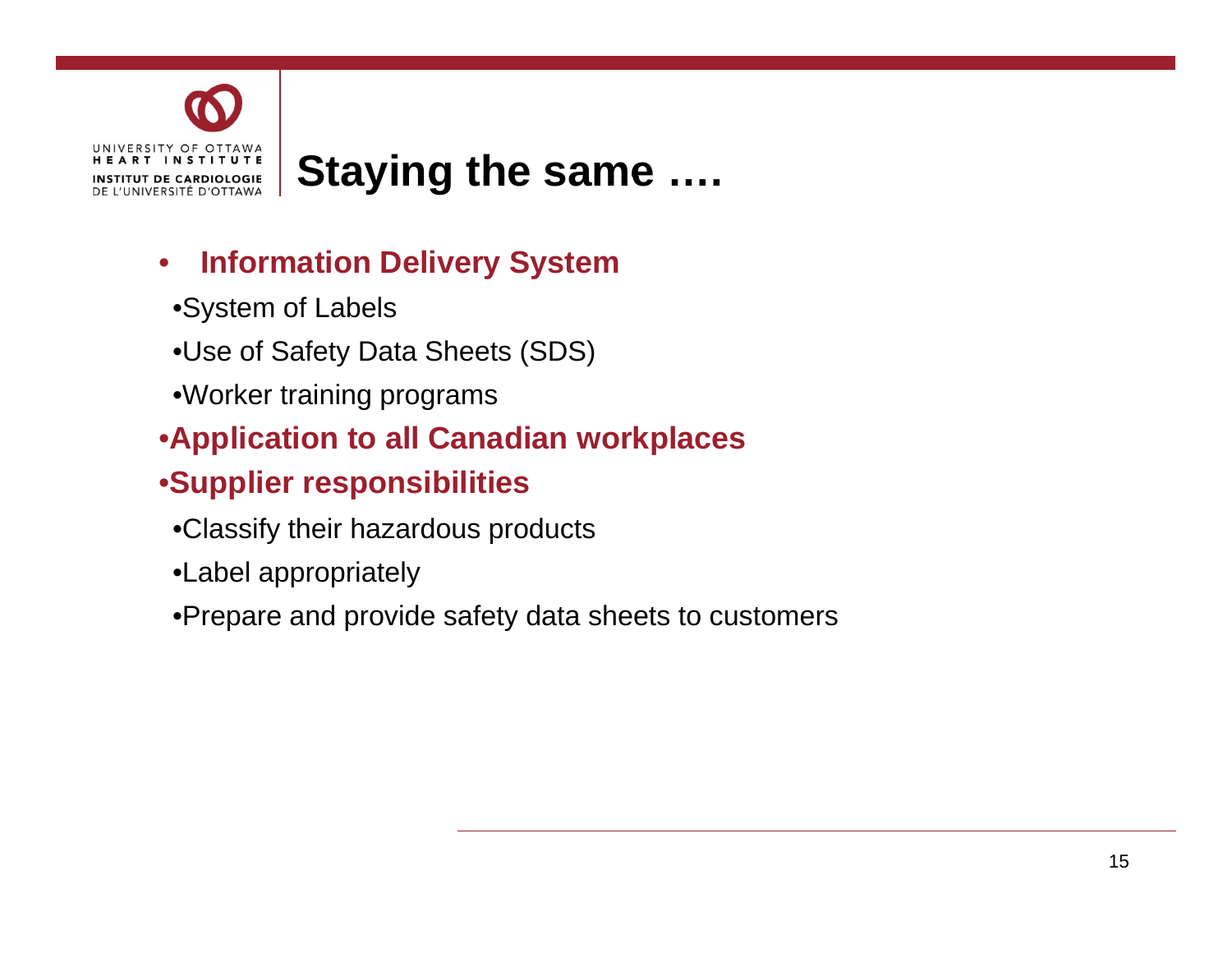# Staying the same ….

- **Information Delivery System**
  - System of Labels
  - Use of Safety Data Sheets (SDS)
  - Worker training programs
- **Application to all Canadian workplaces**
- **Supplier responsibilities**
  - Classify their hazardous products
  - Label appropriately
  - Prepare and provide safety data sheets to customers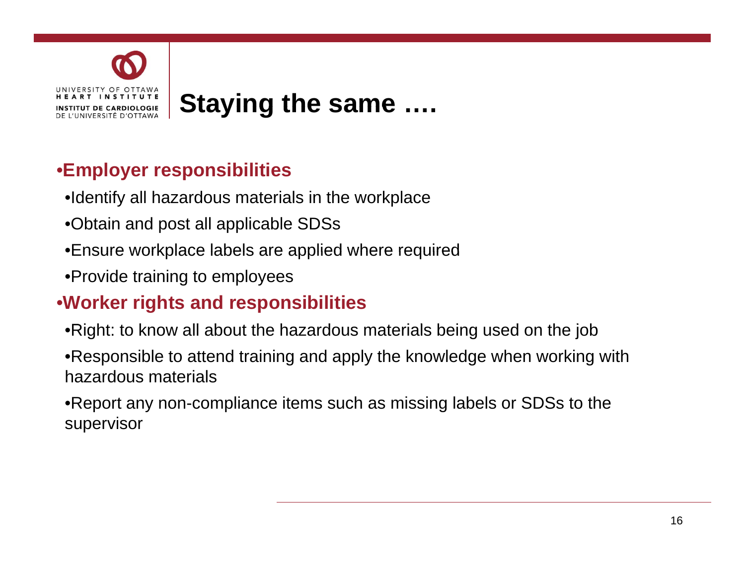# Staying the same ….

- **Employer responsibilities**
  - Identify all hazardous materials in the workplace
  - Obtain and post all applicable SDSs
  - Ensure workplace labels are applied where required
  - Provide training to employees
- **Worker rights and responsibilities**
  - Right: to know all about the hazardous materials being used on the job
  - Responsible to attend training and apply the knowledge when working with hazardous materials
  - Report any non-compliance items such as missing labels or SDSs to the supervisor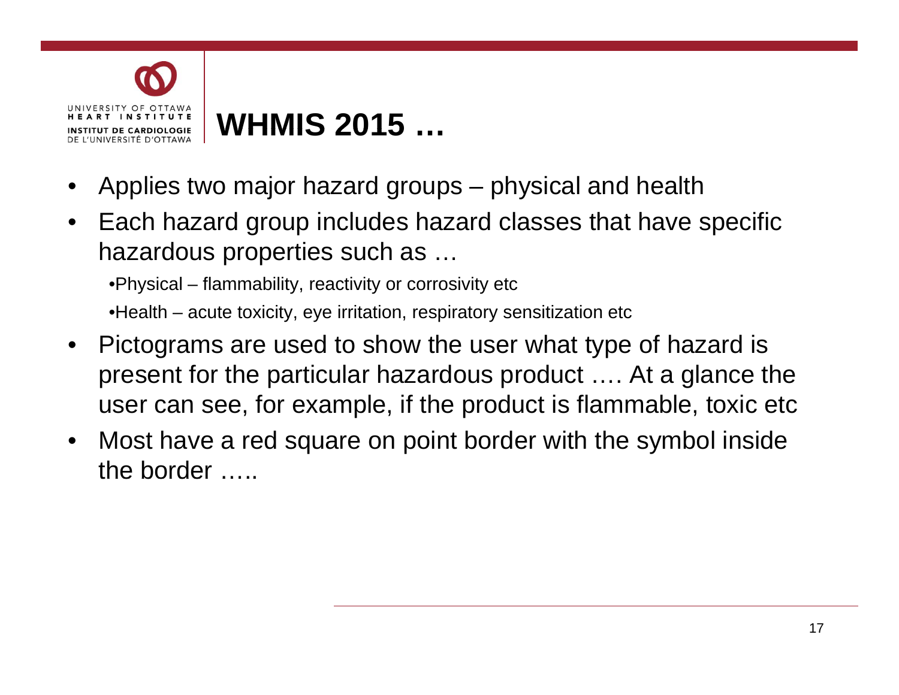# WHMIS 2015 …

- Applies two major hazard groups – physical and health
- Each hazard group includes hazard classes that have specific hazardous properties such as …
  - Physical – flammability, reactivity or corrosivity etc
  - Health – acute toxicity, eye irritation, respiratory sensitization etc
- Pictograms are used to show the user what type of hazard is present for the particular hazardous product …. At a glance the user can see, for example, if the product is flammable, toxic etc
- Most have a red square on point border with the symbol inside the border …..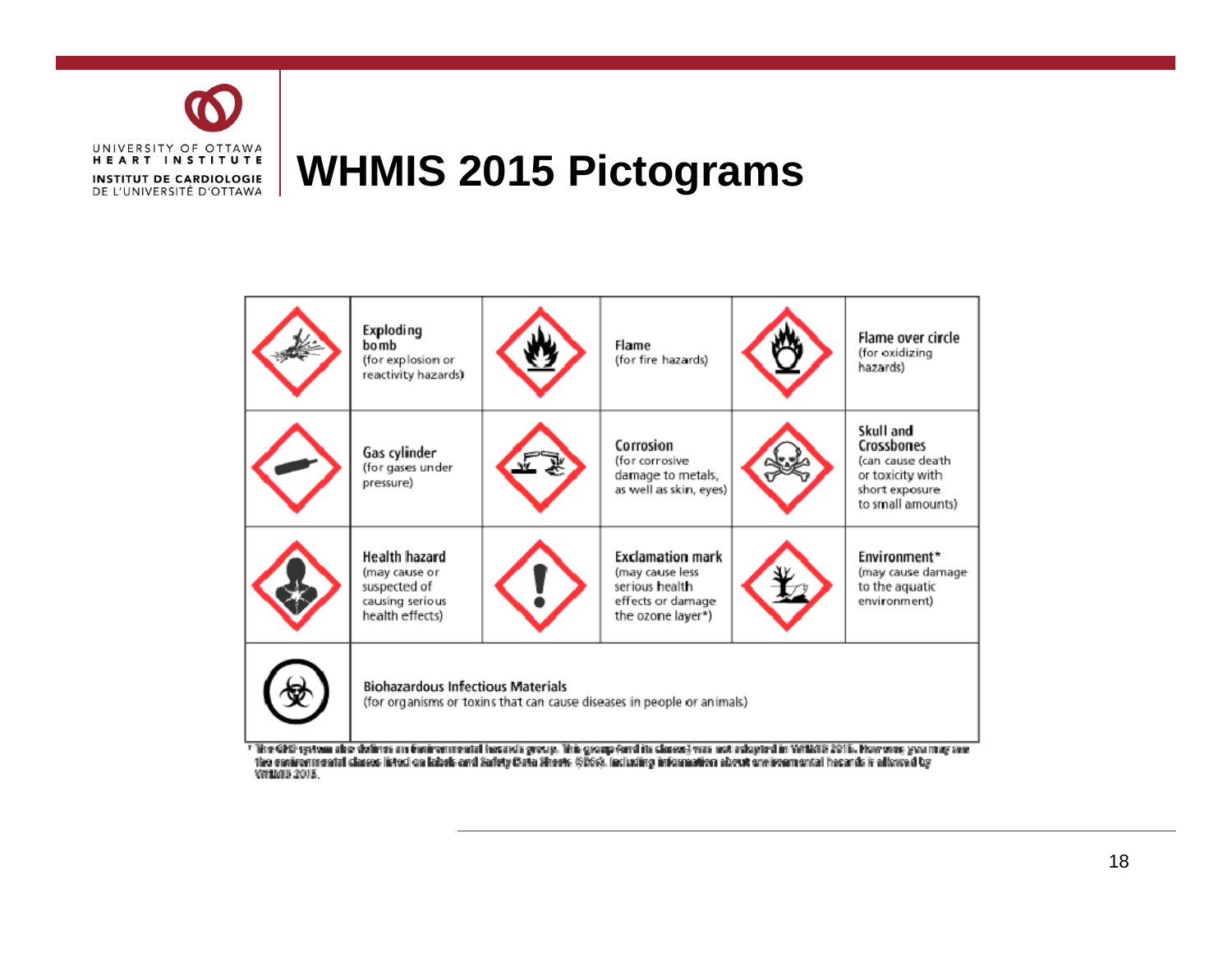# WHMIS 2015 Pictograms

| | | |
|---|---|---|
| **Exploding bomb** (for explosion or reactivity hazards) | **Flame** (for fire hazards) | **Flame over circle** (for oxidizing hazards) |
| **Gas cylinder** (for gases under pressure) | **Corrosion** (for corrosive damage to metals, as well as skin, eyes) | **Skull and Crossbones** (can cause death or toxicity with short exposure to small amounts) |
| **Health hazard** (may cause or suspected of causing serious health effects) | **Exclamation mark** (may cause less serious health effects or damage the ozone layer*) | **Environment*** (may cause damage to the aquatic environment) |
| **Biohazardous Infectious Materials** (for organisms or toxins that can cause diseases in people or animals) | | |

* The GHS system also defines an Environmental hazards group. This group (and its classes) was not adopted in WHMIS 2015. However, you may see the environmental classes listed on labels and Safety Data Sheets (SDS). Including information about environmental hazards is allowed by WHMIS 2015.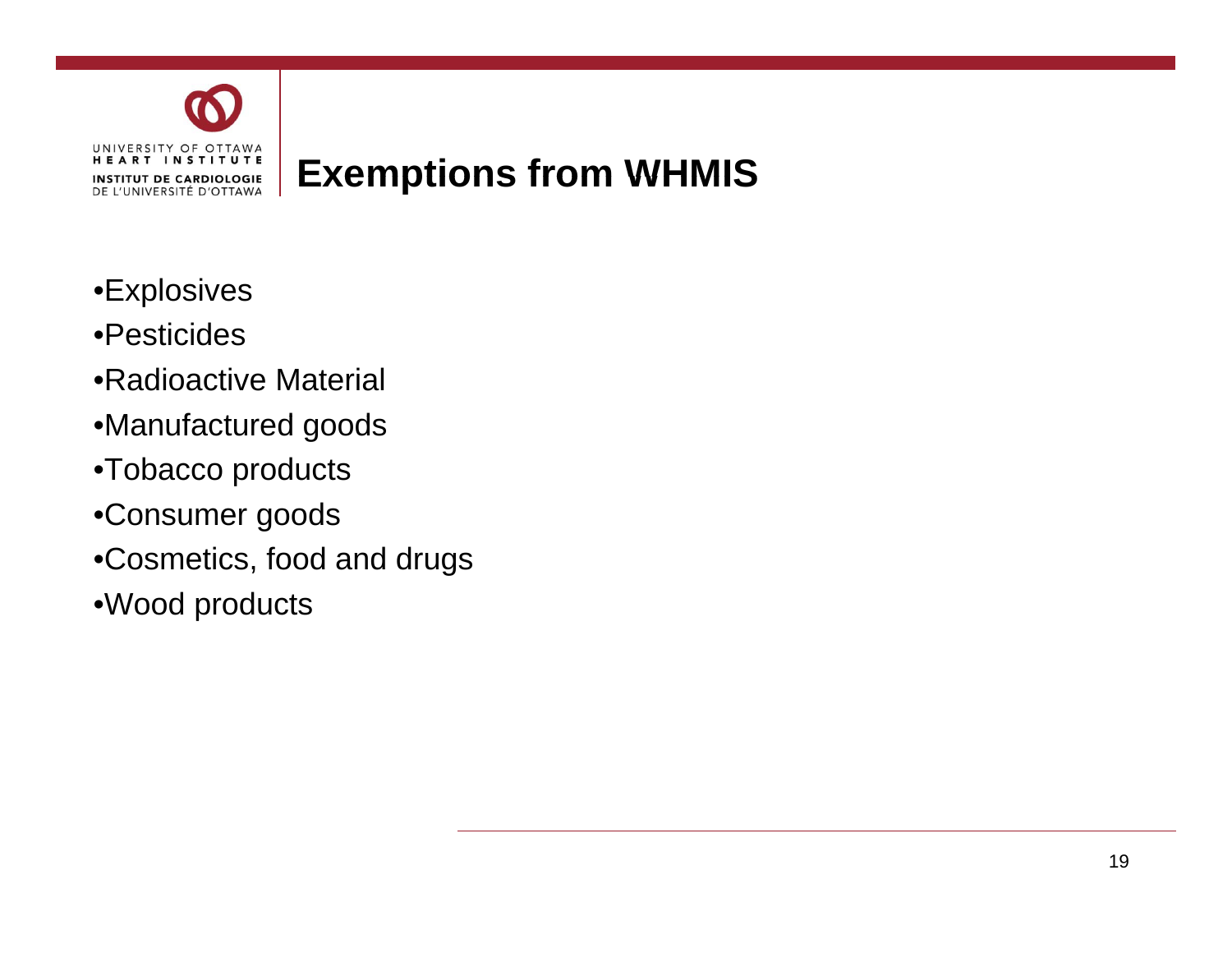# Exemptions from WHMIS

- Explosives
- Pesticides
- Radioactive Material
- Manufactured goods
- Tobacco products
- Consumer goods
- Cosmetics, food and drugs
- Wood products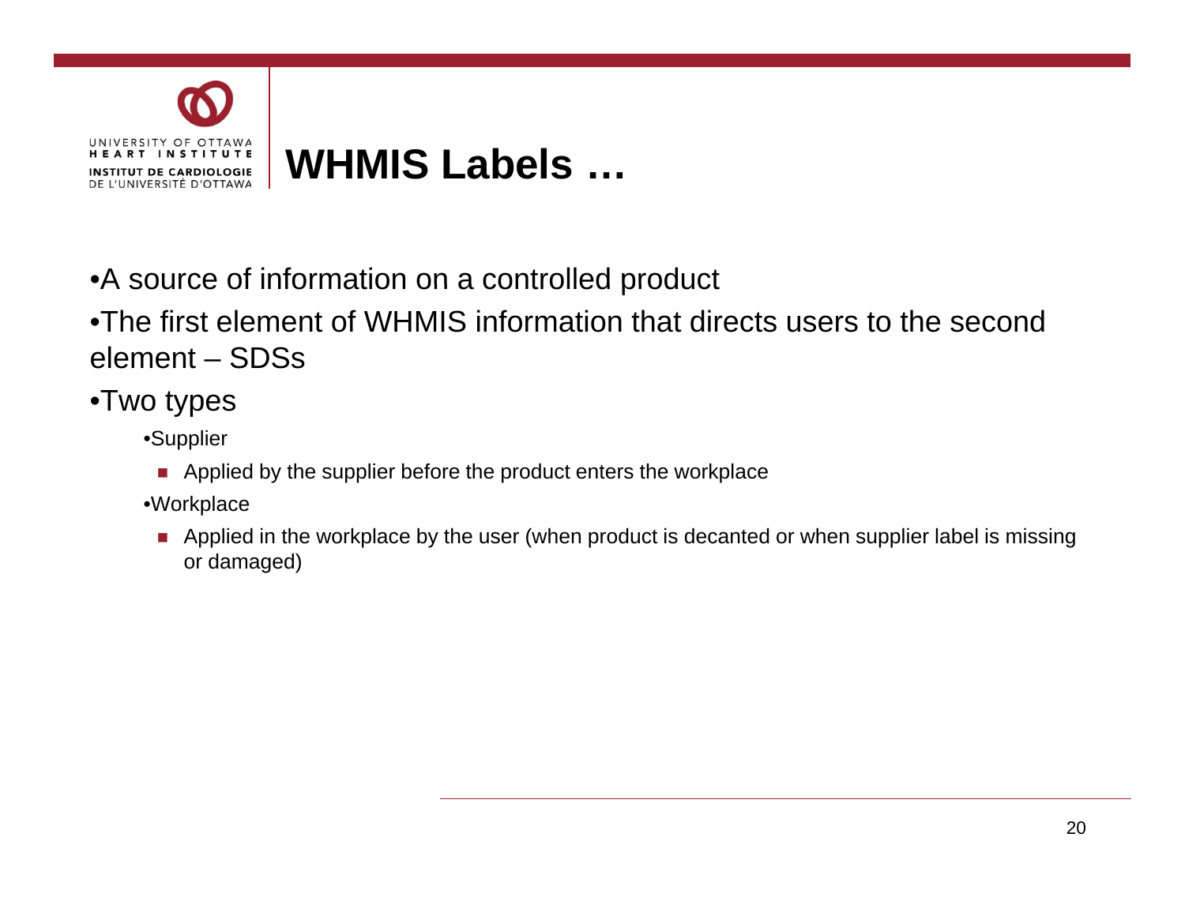# WHMIS Labels …

- A source of information on a controlled product
- The first element of WHMIS information that directs users to the second element – SDSs
- Two types
  - Supplier
    - Applied by the supplier before the product enters the workplace
  - Workplace
    - Applied in the workplace by the user (when product is decanted or when supplier label is missing or damaged)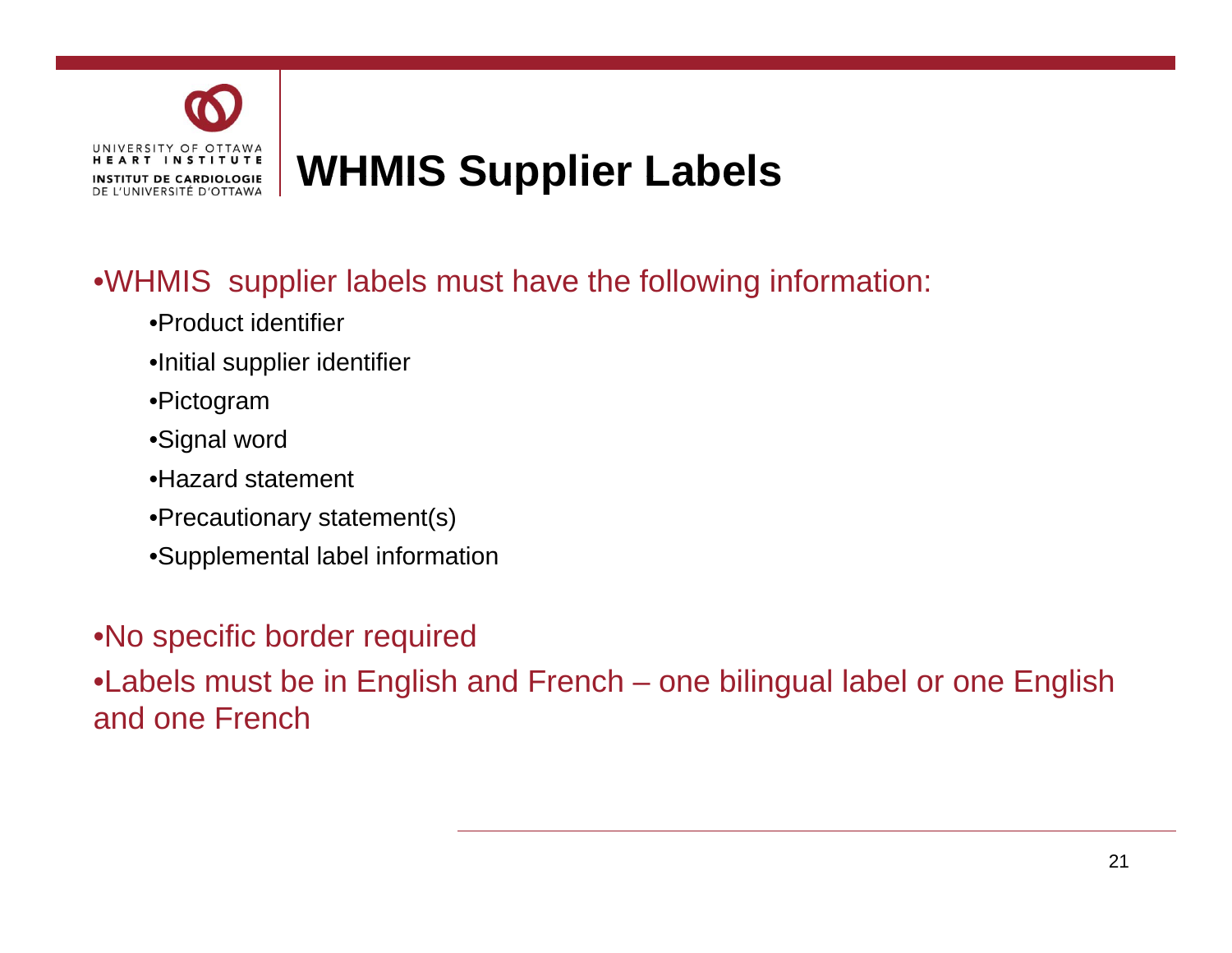# WHMIS Supplier Labels

- WHMIS supplier labels must have the following information:
  - Product identifier
  - Initial supplier identifier
  - Pictogram
  - Signal word
  - Hazard statement
  - Precautionary statement(s)
  - Supplemental label information
- No specific border required
- Labels must be in English and French – one bilingual label or one English and one French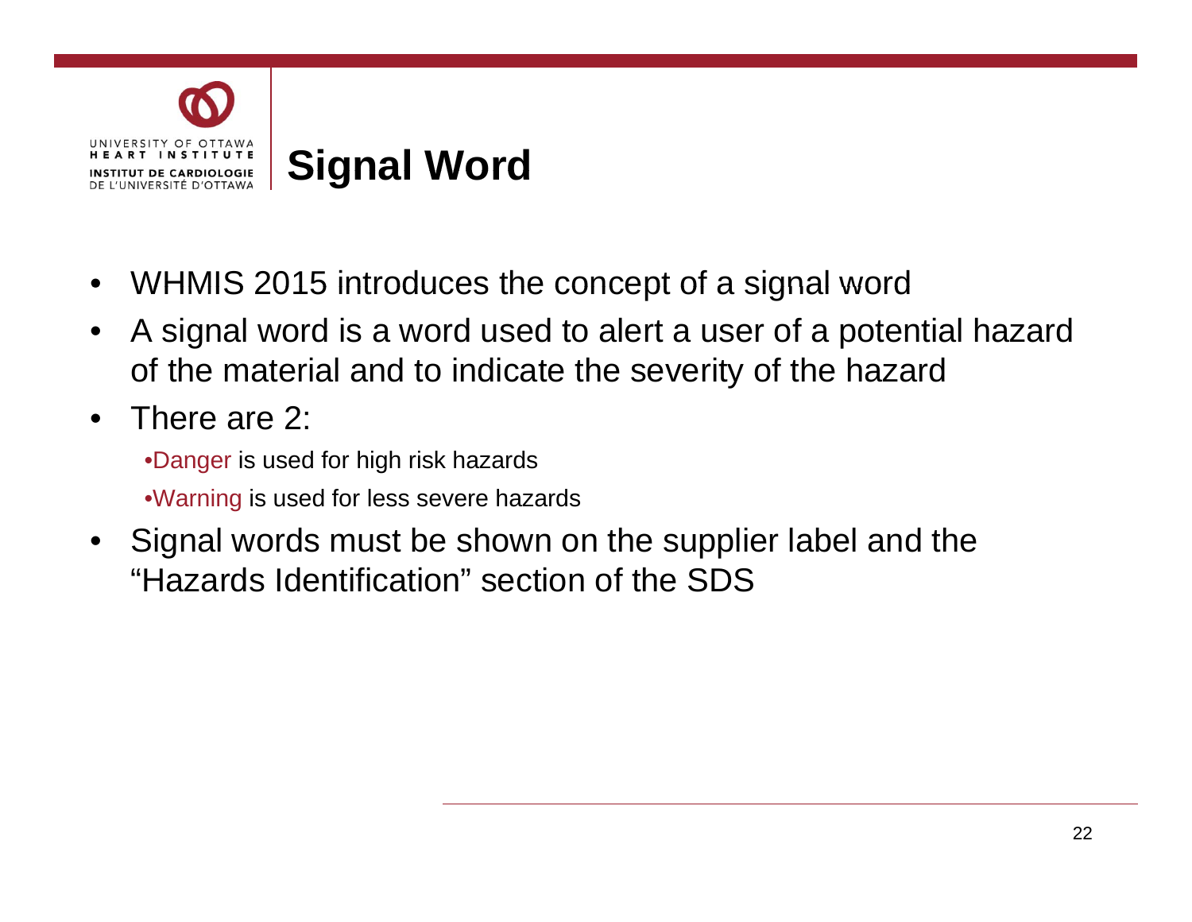# Signal Word

- WHMIS 2015 introduces the concept of a signal word
- A signal word is a word used to alert a user of a potential hazard of the material and to indicate the severity of the hazard
- There are 2:
  - Danger is used for high risk hazards
  - Warning is used for less severe hazards
- Signal words must be shown on the supplier label and the "Hazards Identification" section of the SDS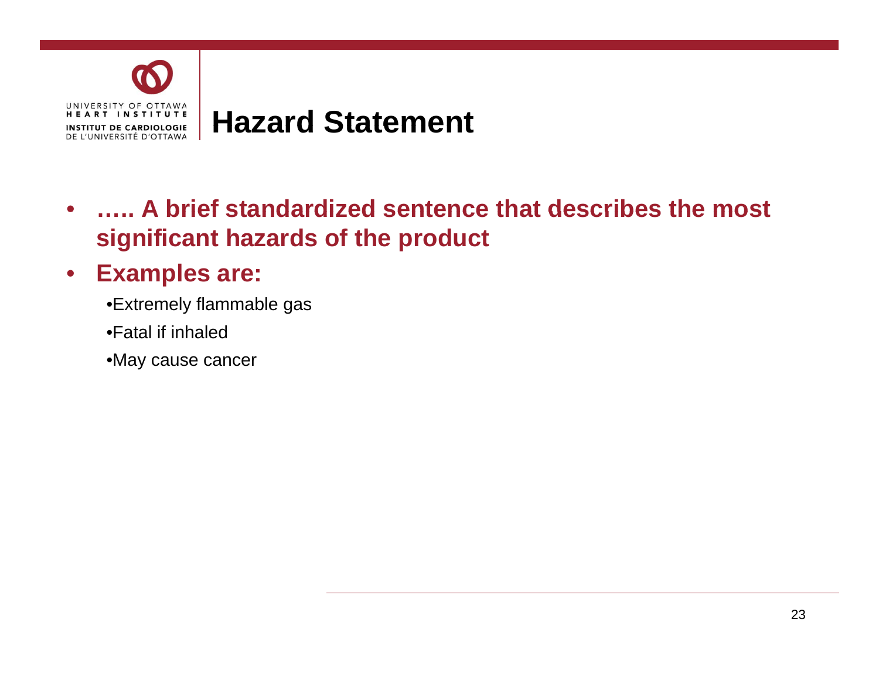# Hazard Statement

- **….. A brief standardized sentence that describes the most significant hazards of the product**
- **Examples are:**
  - Extremely flammable gas
  - Fatal if inhaled
  - May cause cancer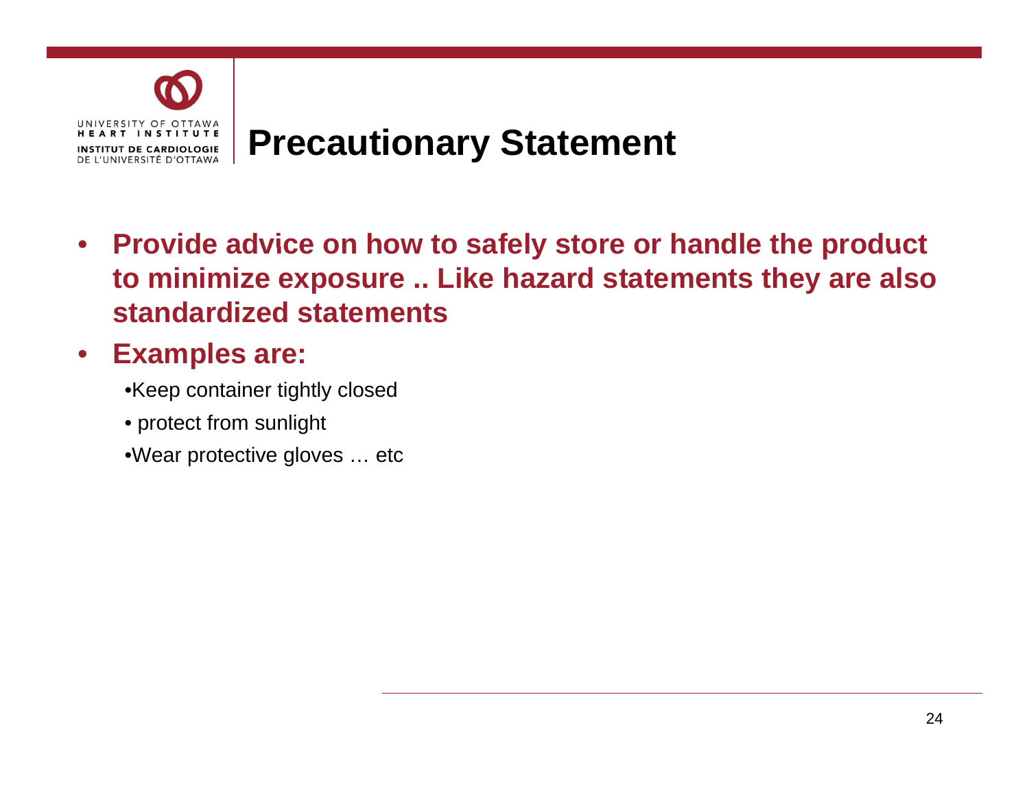# Precautionary Statement

- **Provide advice on how to safely store or handle the product to minimize exposure .. Like hazard statements they are also standardized statements**
- **Examples are:**
  - Keep container tightly closed
  - protect from sunlight
  - Wear protective gloves … etc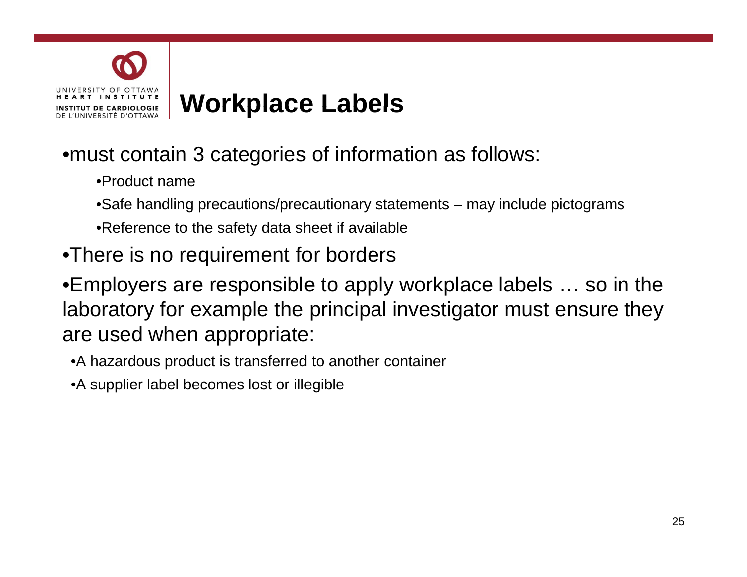# Workplace Labels

- must contain 3 categories of information as follows:
  - Product name
  - Safe handling precautions/precautionary statements – may include pictograms
  - Reference to the safety data sheet if available
- There is no requirement for borders
- Employers are responsible to apply workplace labels … so in the laboratory for example the principal investigator must ensure they are used when appropriate:
  - A hazardous product is transferred to another container
  - A supplier label becomes lost or illegible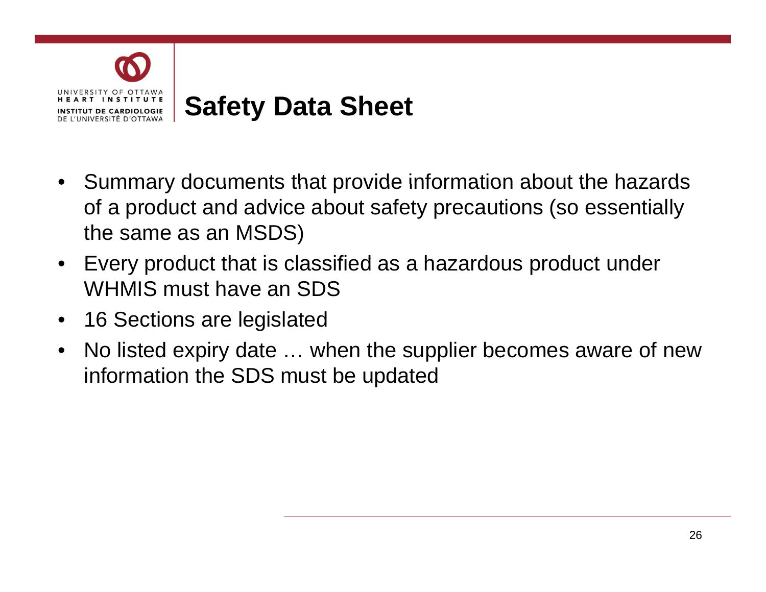# Safety Data Sheet

- Summary documents that provide information about the hazards of a product and advice about safety precautions (so essentially the same as an MSDS)
- Every product that is classified as a hazardous product under WHMIS must have an SDS
- 16 Sections are legislated
- No listed expiry date … when the supplier becomes aware of new information the SDS must be updated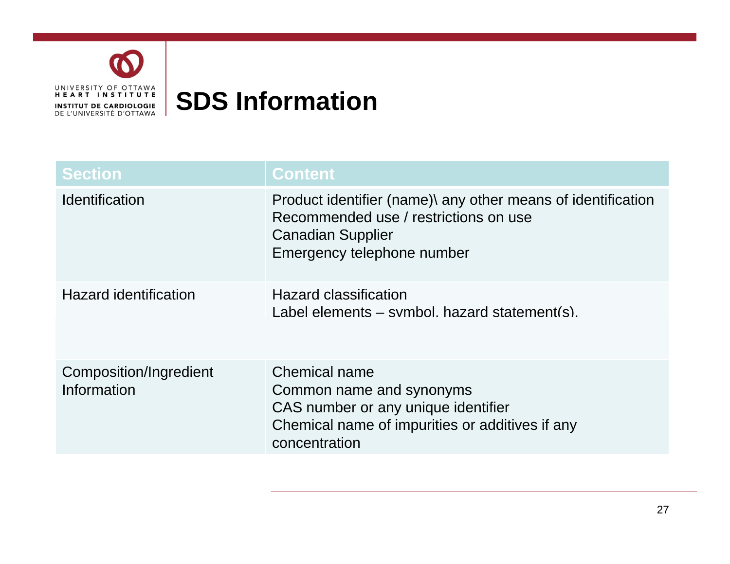# SDS Information

| Section | Content |
| --- | --- |
| Identification | Product identifier (name)\ any other means of identification<br>Recommended use / restrictions on use<br>Canadian Supplier<br>Emergency telephone number |
| Hazard identification | Hazard classification<br>Label elements – symbol, hazard statement(s), |
| Composition/Ingredient Information | Chemical name<br>Common name and synonyms<br>CAS number or any unique identifier<br>Chemical name of impurities or additives if any<br>concentration |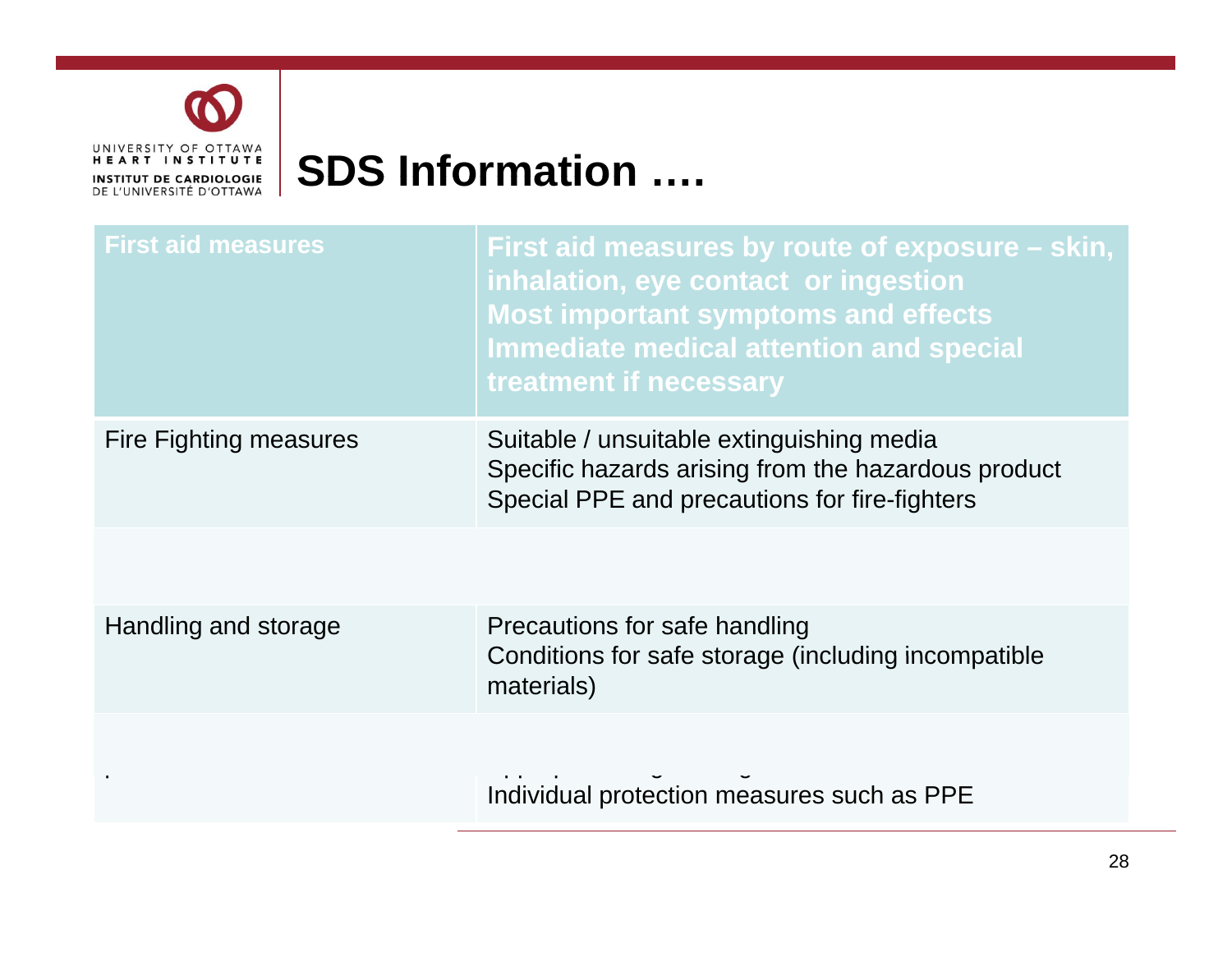# SDS Information ….

| First aid measures | First aid measures by route of exposure – skin, inhalation, eye contact or ingestion<br>Most important symptoms and effects<br>Immediate medical attention and special treatment if necessary |
|---|---|
| Fire Fighting measures | Suitable / unsuitable extinguishing media<br>Specific hazards arising from the hazardous product<br>Special PPE and precautions for fire-fighters |
| | |
| Handling and storage | Precautions for safe handling<br>Conditions for safe storage (including incompatible materials) |
| | Individual protection measures such as PPE |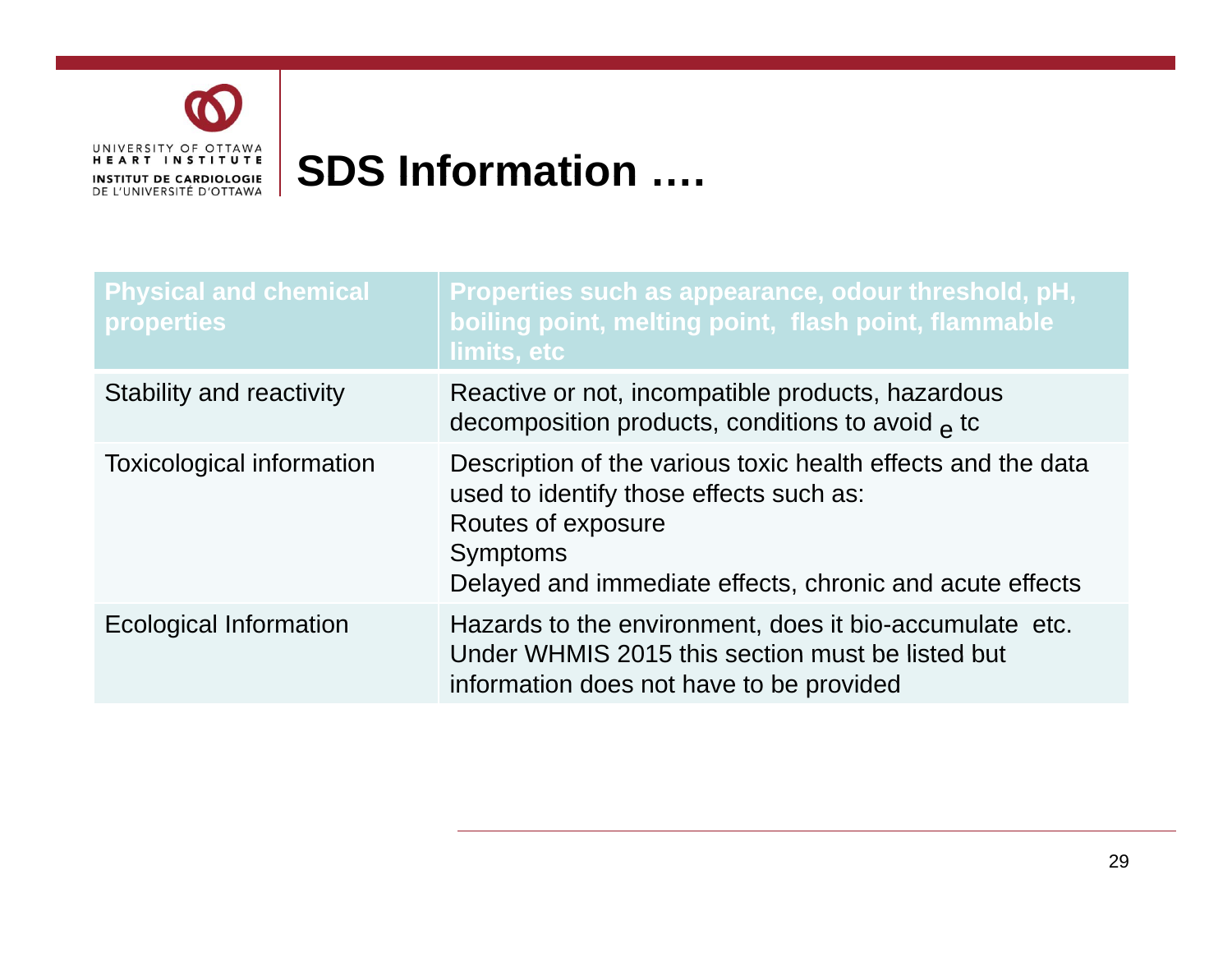# SDS Information ….

| Physical and chemical properties | Properties such as appearance, odour threshold, pH, boiling point, melting point, flash point, flammable limits, etc |
|---|---|
| Stability and reactivity | Reactive or not, incompatible products, hazardous decomposition products, conditions to avoid etc |
| Toxicological information | Description of the various toxic health effects and the data used to identify those effects such as:<br>Routes of exposure<br>Symptoms<br>Delayed and immediate effects, chronic and acute effects |
| Ecological Information | Hazards to the environment, does it bio-accumulate etc.<br>Under WHMIS 2015 this section must be listed but information does not have to be provided |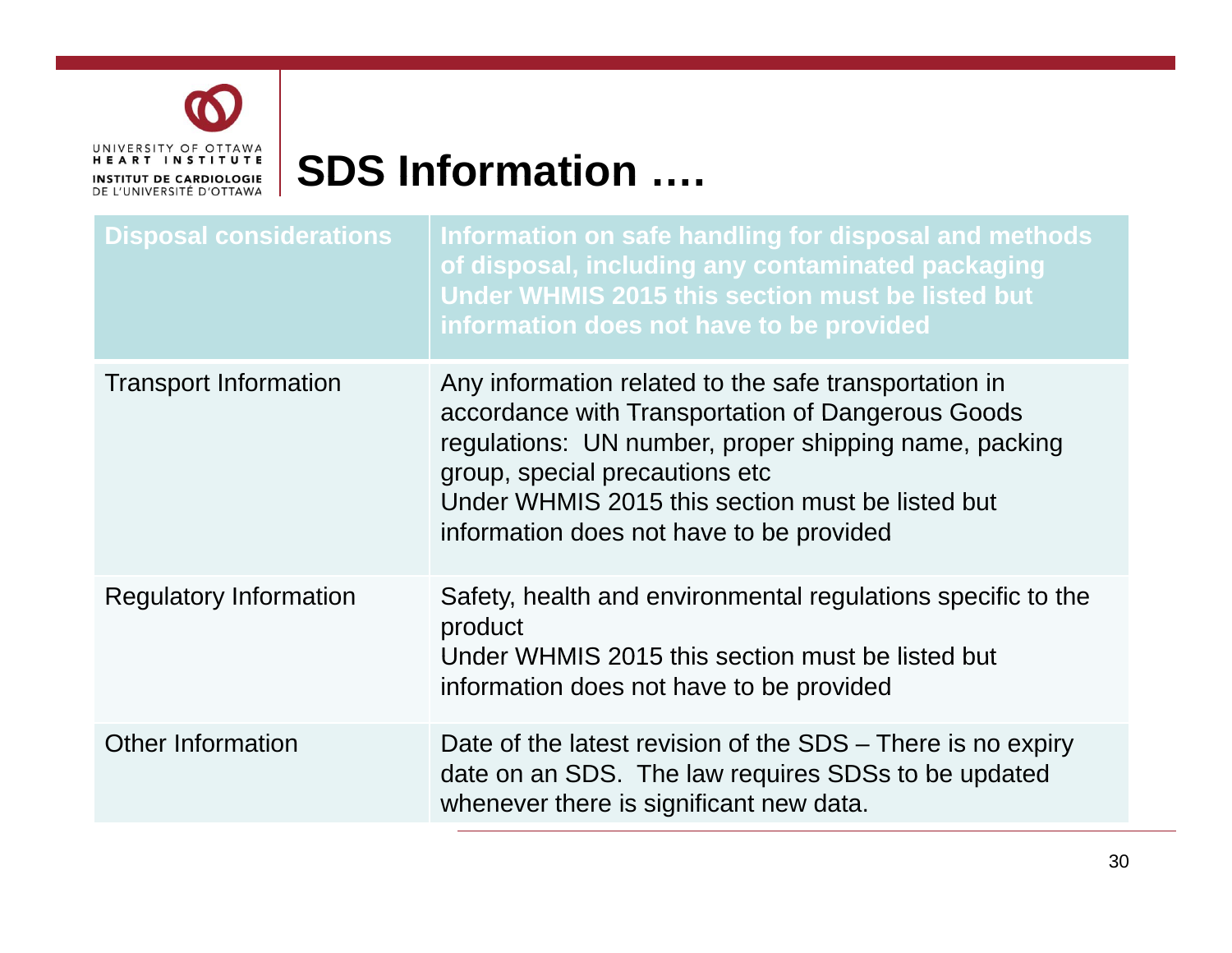# SDS Information ….

| Disposal considerations | Information on safe handling for disposal and methods of disposal, including any contaminated packaging<br>Under WHMIS 2015 this section must be listed but information does not have to be provided |
|---|---|
| Transport Information | Any information related to the safe transportation in accordance with Transportation of Dangerous Goods regulations: UN number, proper shipping name, packing group, special precautions etc<br>Under WHMIS 2015 this section must be listed but information does not have to be provided |
| Regulatory Information | Safety, health and environmental regulations specific to the product<br>Under WHMIS 2015 this section must be listed but information does not have to be provided |
| Other Information | Date of the latest revision of the SDS – There is no expiry date on an SDS. The law requires SDSs to be updated whenever there is significant new data. |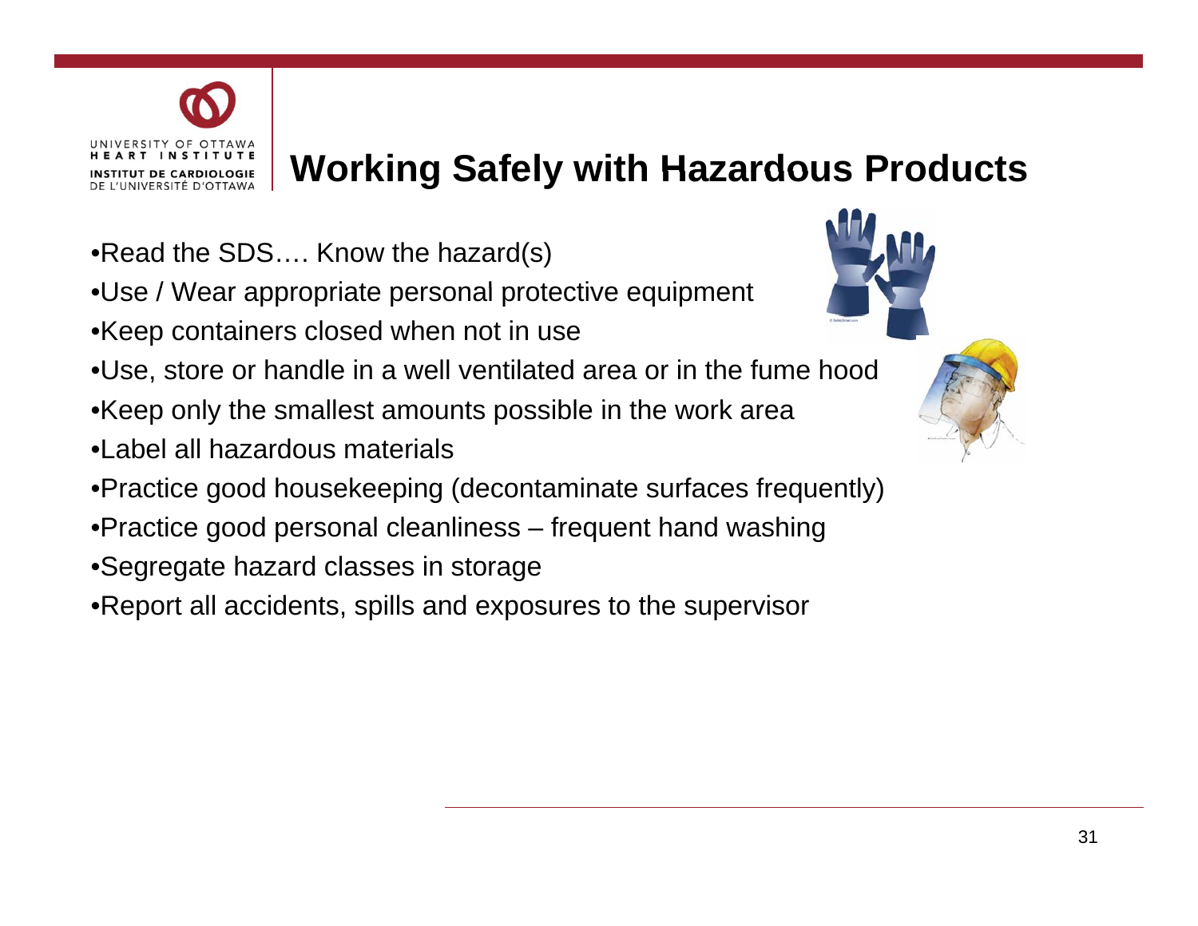# Working Safely with Hazardous Products

- Read the SDS…. Know the hazard(s)
- Use / Wear appropriate personal protective equipment
- Keep containers closed when not in use
- Use, store or handle in a well ventilated area or in the fume hood
- Keep only the smallest amounts possible in the work area
- Label all hazardous materials
- Practice good housekeeping (decontaminate surfaces frequently)
- Practice good personal cleanliness – frequent hand washing
- Segregate hazard classes in storage
- Report all accidents, spills and exposures to the supervisor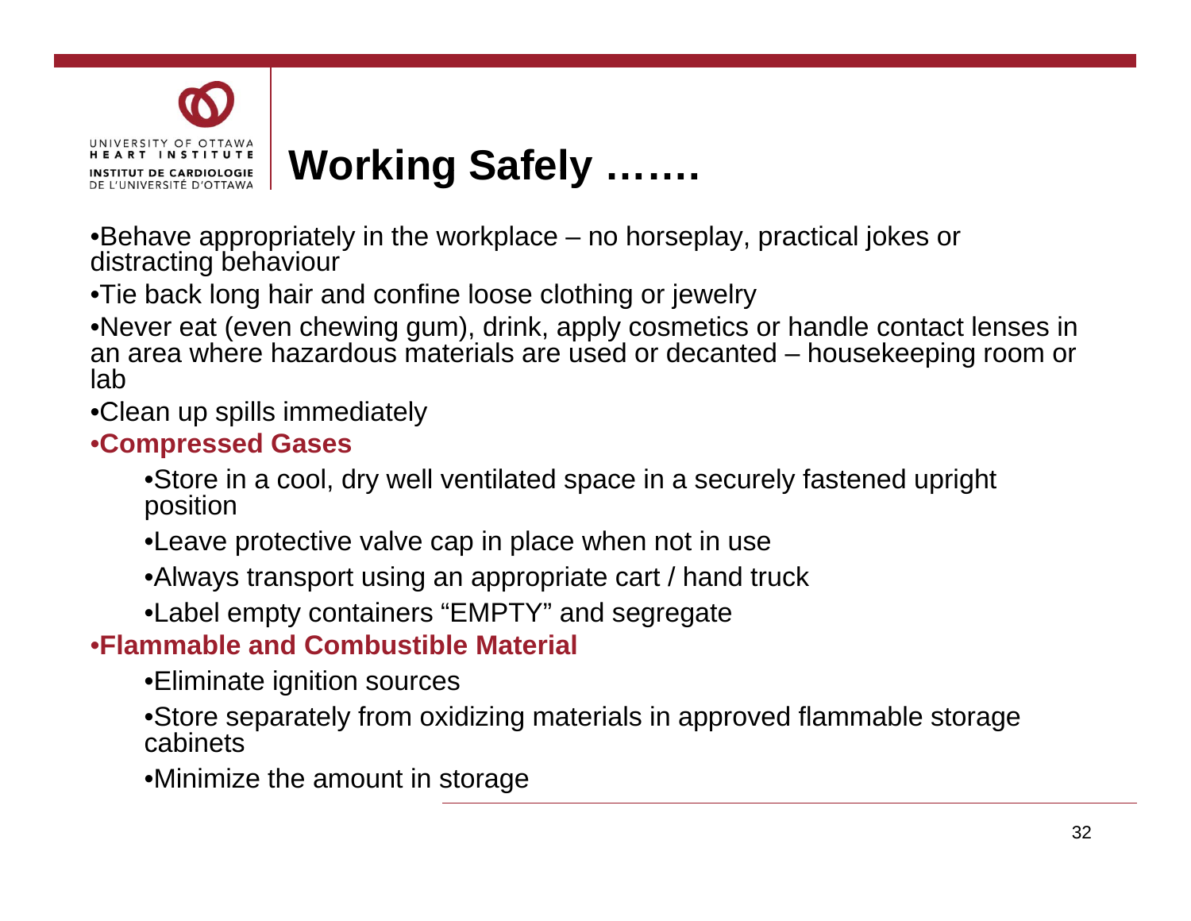# Working Safely …….

- Behave appropriately in the workplace – no horseplay, practical jokes or distracting behaviour
- Tie back long hair and confine loose clothing or jewelry
- Never eat (even chewing gum), drink, apply cosmetics or handle contact lenses in an area where hazardous materials are used or decanted – housekeeping room or lab
- Clean up spills immediately
- **Compressed Gases**
  - Store in a cool, dry well ventilated space in a securely fastened upright position
  - Leave protective valve cap in place when not in use
  - Always transport using an appropriate cart / hand truck
  - Label empty containers "EMPTY" and segregate
- **Flammable and Combustible Material**
  - Eliminate ignition sources
  - Store separately from oxidizing materials in approved flammable storage cabinets
  - Minimize the amount in storage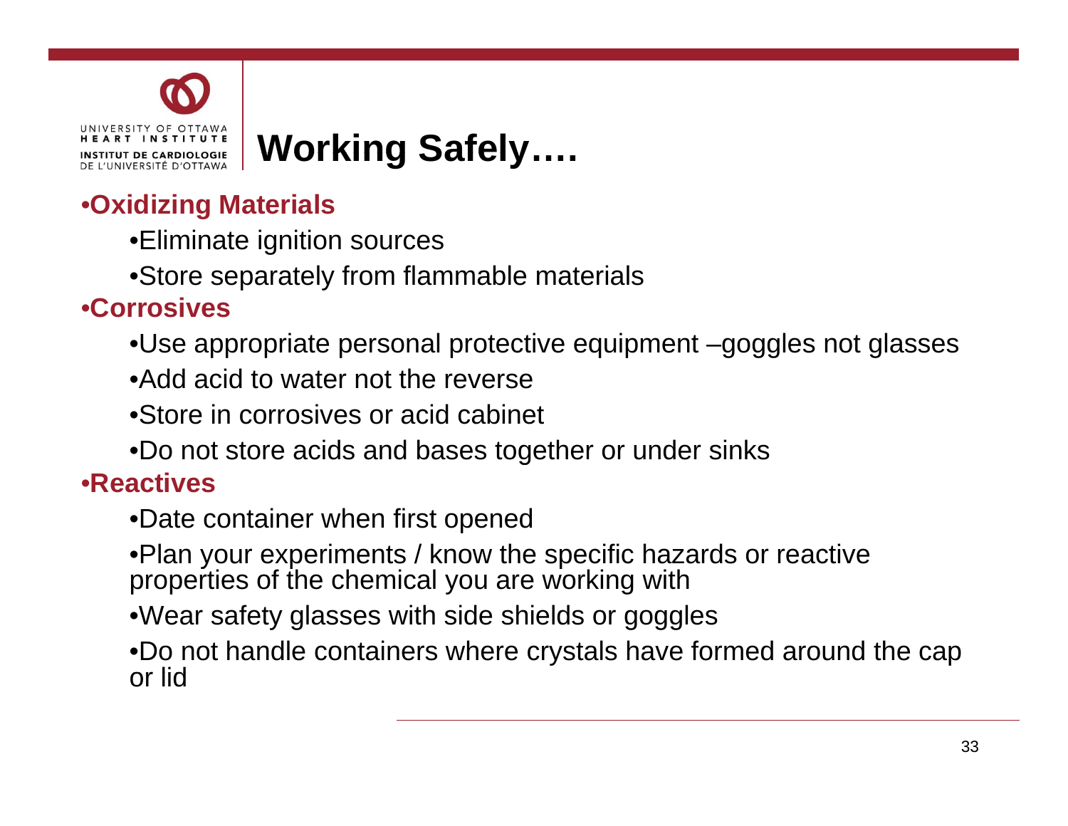# Working Safely….

- **Oxidizing Materials**
  - Eliminate ignition sources
  - Store separately from flammable materials
- **Corrosives**
  - Use appropriate personal protective equipment –goggles not glasses
  - Add acid to water not the reverse
  - Store in corrosives or acid cabinet
  - Do not store acids and bases together or under sinks
- **Reactives**
  - Date container when first opened
  - Plan your experiments / know the specific hazards or reactive properties of the chemical you are working with
  - Wear safety glasses with side shields or goggles
  - Do not handle containers where crystals have formed around the cap or lid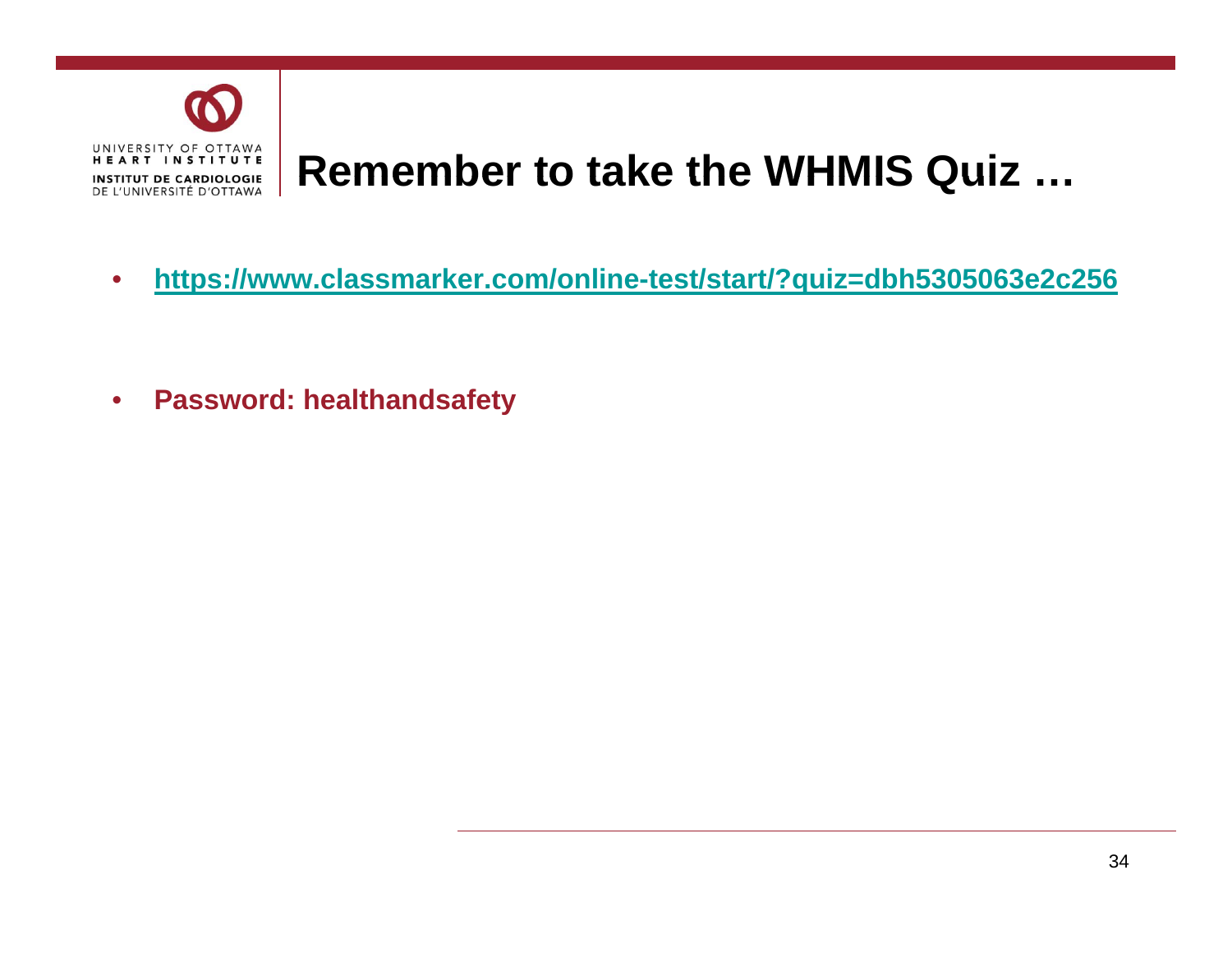# Remember to take the WHMIS Quiz …

- **https://www.classmarker.com/online-test/start/?quiz=dbh5305063e2c256**

- **Password: healthandsafety**